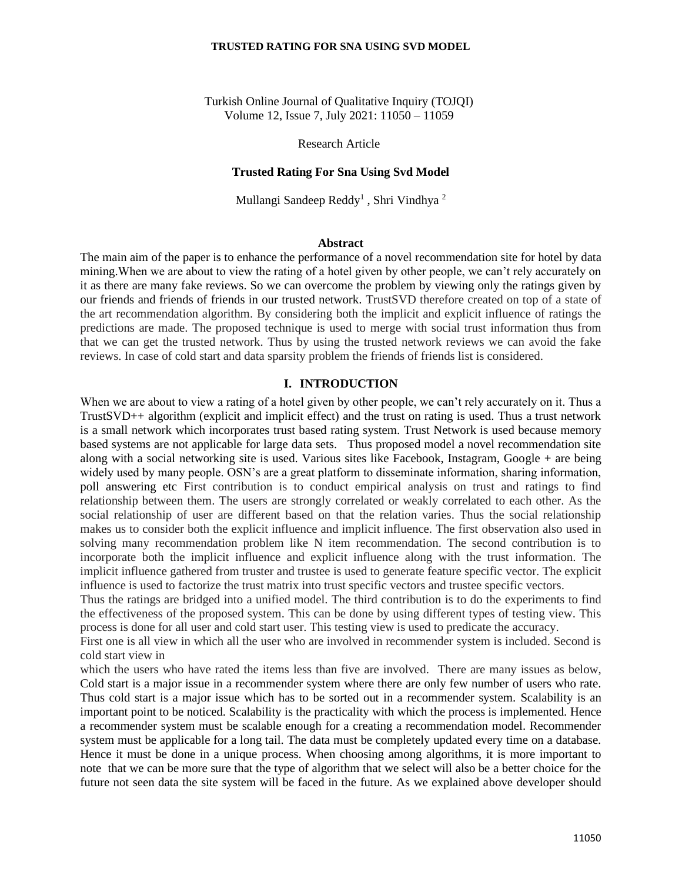Turkish Online Journal of Qualitative Inquiry (TOJQI)
Volume 12, Issue 7, July 2021: 11050 – 11059

Research Article

# Trusted Rating For Sna Using Svd Model

Mullangi Sandeep Reddy[1] , Shri Vindhya [2]

## Abstract

The main aim of the paper is to enhance the performance of a novel recommendation site for hotel by data mining.When we are about to view the rating of a hotel given by other people, we can't rely accurately on it as there are many fake reviews. So we can overcome the problem by viewing only the ratings given by our friends and friends of friends in our trusted network. TrustSVD therefore created on top of a state of the art recommendation algorithm. By considering both the implicit and explicit influence of ratings the predictions are made. The proposed technique is used to merge with social trust information thus from that we can get the trusted network. Thus by using the trusted network reviews we can avoid the fake reviews. In case of cold start and data sparsity problem the friends of friends list is considered.

## I. INTRODUCTION

When we are about to view a rating of a hotel given by other people, we can't rely accurately on it. Thus a TrustSVD++ algorithm (explicit and implicit effect) and the trust on rating is used. Thus a trust network is a small network which incorporates trust based rating system. Trust Network is used because memory based systems are not applicable for large data sets. Thus proposed model a novel recommendation site along with a social networking site is used. Various sites like Facebook, Instagram, Google + are being widely used by many people. OSN's are a great platform to disseminate information, sharing information, poll answering etc First contribution is to conduct empirical analysis on trust and ratings to find relationship between them. The users are strongly correlated or weakly correlated to each other. As the social relationship of user are different based on that the relation varies. Thus the social relationship makes us to consider both the explicit influence and implicit influence. The first observation also used in solving many recommendation problem like N item recommendation. The second contribution is to incorporate both the implicit influence and explicit influence along with the trust information. The implicit influence gathered from truster and trustee is used to generate feature specific vector. The explicit influence is used to factorize the trust matrix into trust specific vectors and trustee specific vectors.

Thus the ratings are bridged into a unified model. The third contribution is to do the experiments to find the effectiveness of the proposed system. This can be done by using different types of testing view. This process is done for all user and cold start user. This testing view is used to predicate the accuracy.

First one is all view in which all the user who are involved in recommender system is included. Second is cold start view in which the users who have rated the items less than five are involved. There are many issues as below, Cold start is a major issue in a recommender system where there are only few number of users who rate. Thus cold start is a major issue which has to be sorted out in a recommender system. Scalability is an important point to be noticed. Scalability is the practicality with which the process is implemented. Hence a recommender system must be scalable enough for a creating a recommendation model. Recommender system must be applicable for a long tail. The data must be completely updated every time on a database. Hence it must be done in a unique process. When choosing among algorithms, it is more important to note that we can be more sure that the type of algorithm that we select will also be a better choice for the future not seen data the site system will be faced in the future. As we explained above developer should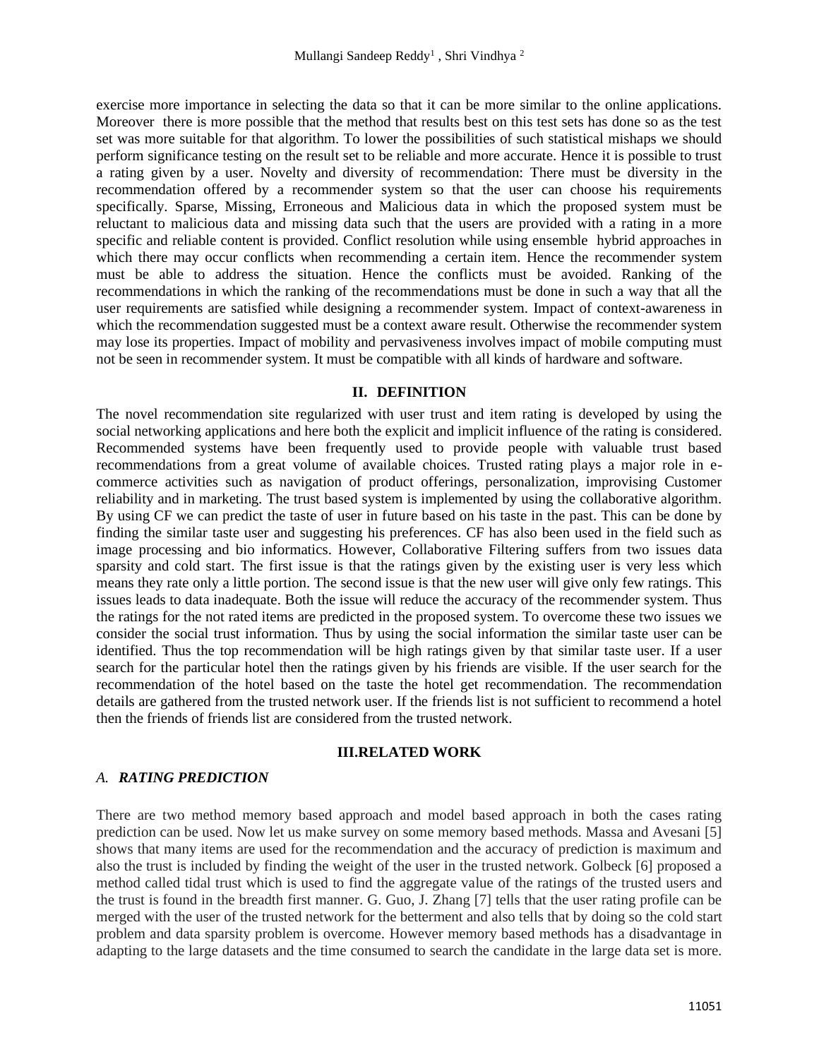exercise more importance in selecting the data so that it can be more similar to the online applications. Moreover there is more possible that the method that results best on this test sets has done so as the test set was more suitable for that algorithm. To lower the possibilities of such statistical mishaps we should perform significance testing on the result set to be reliable and more accurate. Hence it is possible to trust a rating given by a user. Novelty and diversity of recommendation: There must be diversity in the recommendation offered by a recommender system so that the user can choose his requirements specifically. Sparse, Missing, Erroneous and Malicious data in which the proposed system must be reluctant to malicious data and missing data such that the users are provided with a rating in a more specific and reliable content is provided. Conflict resolution while using ensemble hybrid approaches in which there may occur conflicts when recommending a certain item. Hence the recommender system must be able to address the situation. Hence the conflicts must be avoided. Ranking of the recommendations in which the ranking of the recommendations must be done in such a way that all the user requirements are satisfied while designing a recommender system. Impact of context-awareness in which the recommendation suggested must be a context aware result. Otherwise the recommender system may lose its properties. Impact of mobility and pervasiveness involves impact of mobile computing must not be seen in recommender system. It must be compatible with all kinds of hardware and software.

## II. DEFINITION

The novel recommendation site regularized with user trust and item rating is developed by using the social networking applications and here both the explicit and implicit influence of the rating is considered. Recommended systems have been frequently used to provide people with valuable trust based recommendations from a great volume of available choices. Trusted rating plays a major role in e-commerce activities such as navigation of product offerings, personalization, improvising Customer reliability and in marketing. The trust based system is implemented by using the collaborative algorithm. By using CF we can predict the taste of user in future based on his taste in the past. This can be done by finding the similar taste user and suggesting his preferences. CF has also been used in the field such as image processing and bio informatics. However, Collaborative Filtering suffers from two issues data sparsity and cold start. The first issue is that the ratings given by the existing user is very less which means they rate only a little portion. The second issue is that the new user will give only few ratings. This issues leads to data inadequate. Both the issue will reduce the accuracy of the recommender system. Thus the ratings for the not rated items are predicted in the proposed system. To overcome these two issues we consider the social trust information. Thus by using the social information the similar taste user can be identified. Thus the top recommendation will be high ratings given by that similar taste user. If a user search for the particular hotel then the ratings given by his friends are visible. If the user search for the recommendation of the hotel based on the taste the hotel get recommendation. The recommendation details are gathered from the trusted network user. If the friends list is not sufficient to recommend a hotel then the friends of friends list are considered from the trusted network.

## III. RELATED WORK

### A. *RATING PREDICTION*

There are two method memory based approach and model based approach in both the cases rating prediction can be used. Now let us make survey on some memory based methods. Massa and Avesani [5] shows that many items are used for the recommendation and the accuracy of prediction is maximum and also the trust is included by finding the weight of the user in the trusted network. Golbeck [6] proposed a method called tidal trust which is used to find the aggregate value of the ratings of the trusted users and the trust is found in the breadth first manner. G. Guo, J. Zhang [7] tells that the user rating profile can be merged with the user of the trusted network for the betterment and also tells that by doing so the cold start problem and data sparsity problem is overcome. However memory based methods has a disadvantage in adapting to the large datasets and the time consumed to search the candidate in the large data set is more.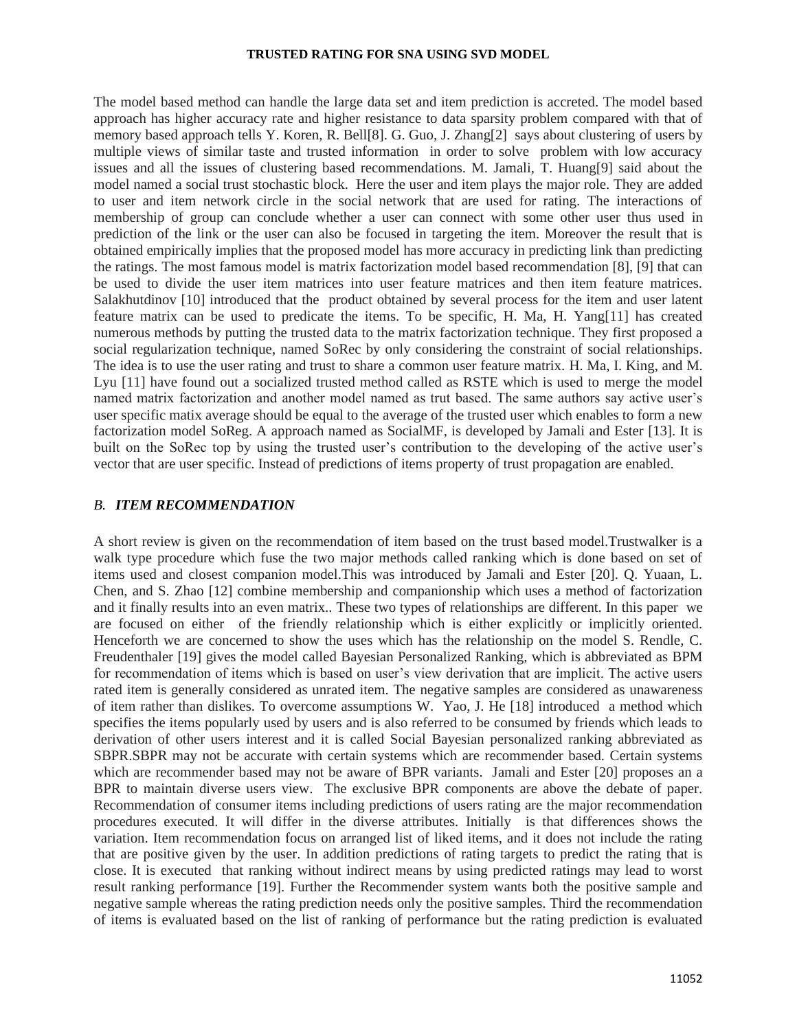The model based method can handle the large data set and item prediction is accreted. The model based approach has higher accuracy rate and higher resistance to data sparsity problem compared with that of memory based approach tells Y. Koren, R. Bell[8]. G. Guo, J. Zhang[2] says about clustering of users by multiple views of similar taste and trusted information in order to solve problem with low accuracy issues and all the issues of clustering based recommendations. M. Jamali, T. Huang[9] said about the model named a social trust stochastic block. Here the user and item plays the major role. They are added to user and item network circle in the social network that are used for rating. The interactions of membership of group can conclude whether a user can connect with some other user thus used in prediction of the link or the user can also be focused in targeting the item. Moreover the result that is obtained empirically implies that the proposed model has more accuracy in predicting link than predicting the ratings. The most famous model is matrix factorization model based recommendation [8], [9] that can be used to divide the user item matrices into user feature matrices and then item feature matrices. Salakhutdinov [10] introduced that the product obtained by several process for the item and user latent feature matrix can be used to predicate the items. To be specific, H. Ma, H. Yang[11] has created numerous methods by putting the trusted data to the matrix factorization technique. They first proposed a social regularization technique, named SoRec by only considering the constraint of social relationships. The idea is to use the user rating and trust to share a common user feature matrix. H. Ma, I. King, and M. Lyu [11] have found out a socialized trusted method called as RSTE which is used to merge the model named matrix factorization and another model named as trut based. The same authors say active user's user specific matix average should be equal to the average of the trusted user which enables to form a new factorization model SoReg. A approach named as SocialMF, is developed by Jamali and Ester [13]. It is built on the SoRec top by using the trusted user's contribution to the developing of the active user's vector that are user specific. Instead of predictions of items property of trust propagation are enabled.

### *B. ITEM RECOMMENDATION*

A short review is given on the recommendation of item based on the trust based model.Trustwalker is a walk type procedure which fuse the two major methods called ranking which is done based on set of items used and closest companion model.This was introduced by Jamali and Ester [20]. Q. Yuaan, L. Chen, and S. Zhao [12] combine membership and companionship which uses a method of factorization and it finally results into an even matrix.. These two types of relationships are different. In this paper we are focused on either of the friendly relationship which is either explicitly or implicitly oriented. Henceforth we are concerned to show the uses which has the relationship on the model S. Rendle, C. Freudenthaler [19] gives the model called Bayesian Personalized Ranking, which is abbreviated as BPM for recommendation of items which is based on user's view derivation that are implicit. The active users rated item is generally considered as unrated item. The negative samples are considered as unawareness of item rather than dislikes. To overcome assumptions W. Yao, J. He [18] introduced a method which specifies the items popularly used by users and is also referred to be consumed by friends which leads to derivation of other users interest and it is called Social Bayesian personalized ranking abbreviated as SBPR.SBPR may not be accurate with certain systems which are recommender based. Certain systems which are recommender based may not be aware of BPR variants. Jamali and Ester [20] proposes an a BPR to maintain diverse users view. The exclusive BPR components are above the debate of paper. Recommendation of consumer items including predictions of users rating are the major recommendation procedures executed. It will differ in the diverse attributes. Initially is that differences shows the variation. Item recommendation focus on arranged list of liked items, and it does not include the rating that are positive given by the user. In addition predictions of rating targets to predict the rating that is close. It is executed that ranking without indirect means by using predicted ratings may lead to worst result ranking performance [19]. Further the Recommender system wants both the positive sample and negative sample whereas the rating prediction needs only the positive samples. Third the recommendation of items is evaluated based on the list of ranking of performance but the rating prediction is evaluated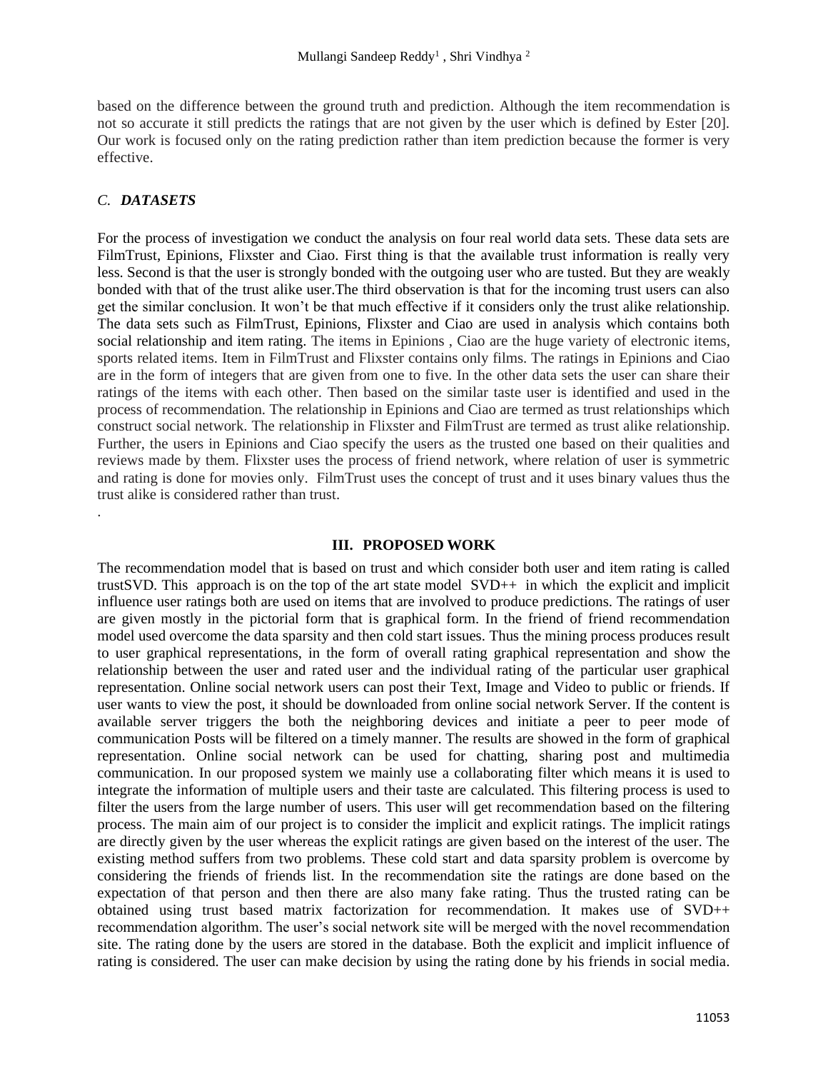based on the difference between the ground truth and prediction. Although the item recommendation is not so accurate it still predicts the ratings that are not given by the user which is defined by Ester [20]. Our work is focused only on the rating prediction rather than item prediction because the former is very effective.

### *C. DATASETS*

For the process of investigation we conduct the analysis on four real world data sets. These data sets are FilmTrust, Epinions, Flixster and Ciao. First thing is that the available trust information is really very less. Second is that the user is strongly bonded with the outgoing user who are tusted. But they are weakly bonded with that of the trust alike user.The third observation is that for the incoming trust users can also get the similar conclusion. It won't be that much effective if it considers only the trust alike relationship. The data sets such as FilmTrust, Epinions, Flixster and Ciao are used in analysis which contains both social relationship and item rating. The items in Epinions , Ciao are the huge variety of electronic items, sports related items. Item in FilmTrust and Flixster contains only films. The ratings in Epinions and Ciao are in the form of integers that are given from one to five. In the other data sets the user can share their ratings of the items with each other. Then based on the similar taste user is identified and used in the process of recommendation. The relationship in Epinions and Ciao are termed as trust relationships which construct social network. The relationship in Flixster and FilmTrust are termed as trust alike relationship. Further, the users in Epinions and Ciao specify the users as the trusted one based on their qualities and reviews made by them. Flixster uses the process of friend network, where relation of user is symmetric and rating is done for movies only. FilmTrust uses the concept of trust and it uses binary values thus the trust alike is considered rather than trust.

.

## III. PROPOSED WORK

The recommendation model that is based on trust and which consider both user and item rating is called trustSVD. This approach is on the top of the art state model SVD++ in which the explicit and implicit influence user ratings both are used on items that are involved to produce predictions. The ratings of user are given mostly in the pictorial form that is graphical form. In the friend of friend recommendation model used overcome the data sparsity and then cold start issues. Thus the mining process produces result to user graphical representations, in the form of overall rating graphical representation and show the relationship between the user and rated user and the individual rating of the particular user graphical representation. Online social network users can post their Text, Image and Video to public or friends. If user wants to view the post, it should be downloaded from online social network Server. If the content is available server triggers the both the neighboring devices and initiate a peer to peer mode of communication Posts will be filtered on a timely manner. The results are showed in the form of graphical representation. Online social network can be used for chatting, sharing post and multimedia communication. In our proposed system we mainly use a collaborating filter which means it is used to integrate the information of multiple users and their taste are calculated. This filtering process is used to filter the users from the large number of users. This user will get recommendation based on the filtering process. The main aim of our project is to consider the implicit and explicit ratings. The implicit ratings are directly given by the user whereas the explicit ratings are given based on the interest of the user. The existing method suffers from two problems. These cold start and data sparsity problem is overcome by considering the friends of friends list. In the recommendation site the ratings are done based on the expectation of that person and then there are also many fake rating. Thus the trusted rating can be obtained using trust based matrix factorization for recommendation. It makes use of SVD++ recommendation algorithm. The user's social network site will be merged with the novel recommendation site. The rating done by the users are stored in the database. Both the explicit and implicit influence of rating is considered. The user can make decision by using the rating done by his friends in social media.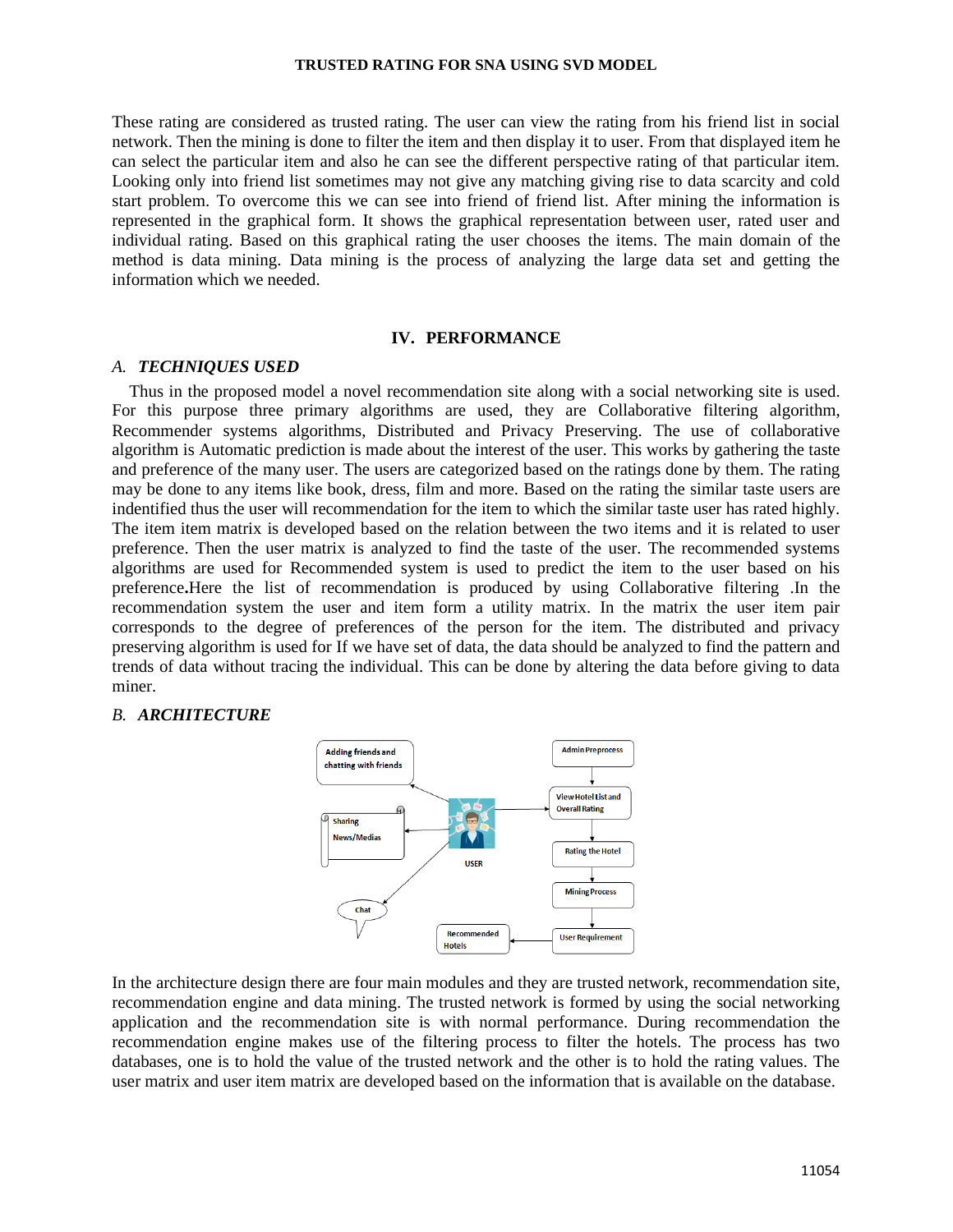These rating are considered as trusted rating. The user can view the rating from his friend list in social network. Then the mining is done to filter the item and then display it to user. From that displayed item he can select the particular item and also he can see the different perspective rating of that particular item. Looking only into friend list sometimes may not give any matching giving rise to data scarcity and cold start problem. To overcome this we can see into friend of friend list. After mining the information is represented in the graphical form. It shows the graphical representation between user, rated user and individual rating. Based on this graphical rating the user chooses the items. The main domain of the method is data mining. Data mining is the process of analyzing the large data set and getting the information which we needed.

## IV. PERFORMANCE

### *A. TECHNIQUES USED*

Thus in the proposed model a novel recommendation site along with a social networking site is used. For this purpose three primary algorithms are used, they are Collaborative filtering algorithm, Recommender systems algorithms, Distributed and Privacy Preserving. The use of collaborative algorithm is Automatic prediction is made about the interest of the user. This works by gathering the taste and preference of the many user. The users are categorized based on the ratings done by them. The rating may be done to any items like book, dress, film and more. Based on the rating the similar taste users are indentified thus the user will recommendation for the item to which the similar taste user has rated highly. The item item matrix is developed based on the relation between the two items and it is related to user preference. Then the user matrix is analyzed to find the taste of the user. The recommended systems algorithms are used for Recommended system is used to predict the item to the user based on his preference**.**Here the list of recommendation is produced by using Collaborative filtering .In the recommendation system the user and item form a utility matrix. In the matrix the user item pair corresponds to the degree of preferences of the person for the item. The distributed and privacy preserving algorithm is used for If we have set of data, the data should be analyzed to find the pattern and trends of data without tracing the individual. This can be done by altering the data before giving to data miner.

### *B. ARCHITECTURE*

In the architecture design there are four main modules and they are trusted network, recommendation site, recommendation engine and data mining. The trusted network is formed by using the social networking application and the recommendation site is with normal performance. During recommendation the recommendation engine makes use of the filtering process to filter the hotels. The process has two databases, one is to hold the value of the trusted network and the other is to hold the rating values. The user matrix and user item matrix are developed based on the information that is available on the database.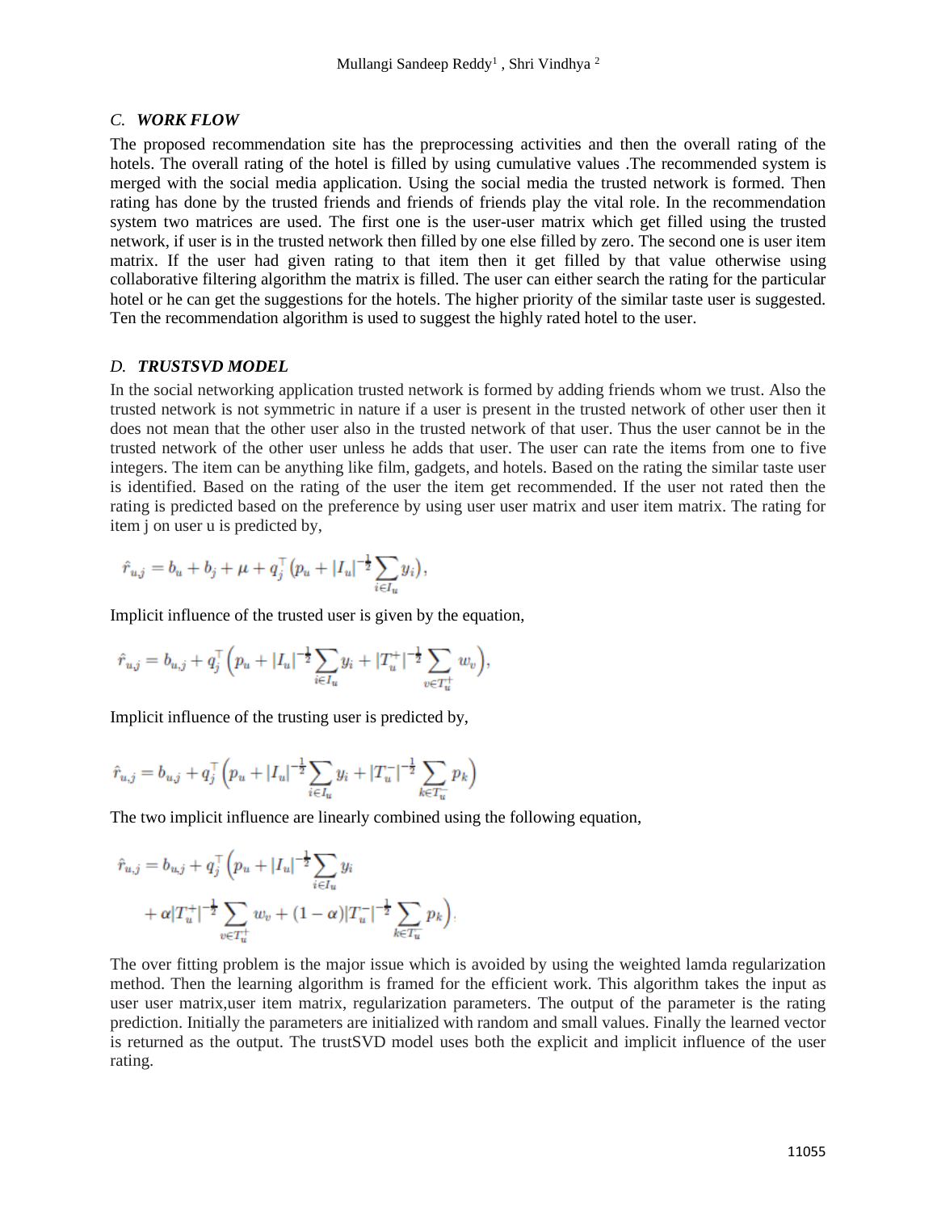### C. *WORK FLOW*

The proposed recommendation site has the preprocessing activities and then the overall rating of the hotels. The overall rating of the hotel is filled by using cumulative values .The recommended system is merged with the social media application. Using the social media the trusted network is formed. Then rating has done by the trusted friends and friends of friends play the vital role. In the recommendation system two matrices are used. The first one is the user-user matrix which get filled using the trusted network, if user is in the trusted network then filled by one else filled by zero. The second one is user item matrix. If the user had given rating to that item then it get filled by that value otherwise using collaborative filtering algorithm the matrix is filled. The user can either search the rating for the particular hotel or he can get the suggestions for the hotels. The higher priority of the similar taste user is suggested. Ten the recommendation algorithm is used to suggest the highly rated hotel to the user.

### D. *TRUSTSVD MODEL*

In the social networking application trusted network is formed by adding friends whom we trust. Also the trusted network is not symmetric in nature if a user is present in the trusted network of other user then it does not mean that the other user also in the trusted network of that user. Thus the user cannot be in the trusted network of the other user unless he adds that user. The user can rate the items from one to five integers. The item can be anything like film, gadgets, and hotels. Based on the rating the similar taste user is identified. Based on the rating of the user the item get recommended. If the user not rated then the rating is predicted based on the preference by using user user matrix and user item matrix. The rating for item j on user u is predicted by,

$$\hat{r}_{u,j} = b_u + b_j + \mu + q_j^\top \left(p_u + |I_u|^{-\frac{1}{2}} \sum_{i \in I_u} y_i\right),$$

Implicit influence of the trusted user is given by the equation,

$$\hat{r}_{u,j} = b_{u,j} + q_j^\top \left(p_u + |I_u|^{-\frac{1}{2}} \sum_{i \in I_u} y_i + |T_u^+|^{-\frac{1}{2}} \sum_{v \in T_u^+} w_v\right),$$

Implicit influence of the trusting user is predicted by,

$$\hat{r}_{u,j} = b_{u,j} + q_j^\top \left(p_u + |I_u|^{-\frac{1}{2}} \sum_{i \in I_u} y_i + |T_u^-|^{-\frac{1}{2}} \sum_{k \in T_u^-} p_k\right)$$

The two implicit influence are linearly combined using the following equation,

$$\hat{r}_{u,j} = b_{u,j} + q_j^\top \Big(p_u + |I_u|^{-\frac{1}{2}} \sum_{i \in I_u} y_i + \alpha |T_u^+|^{-\frac{1}{2}} \sum_{v \in T_u^+} w_v + (1-\alpha) |T_u^-|^{-\frac{1}{2}} \sum_{k \in T_u^-} p_k\Big),$$

The over fitting problem is the major issue which is avoided by using the weighted lamda regularization method. Then the learning algorithm is framed for the efficient work. This algorithm takes the input as user user matrix,user item matrix, regularization parameters. The output of the parameter is the rating prediction. Initially the parameters are initialized with random and small values. Finally the learned vector is returned as the output. The trustSVD model uses both the explicit and implicit influence of the user rating.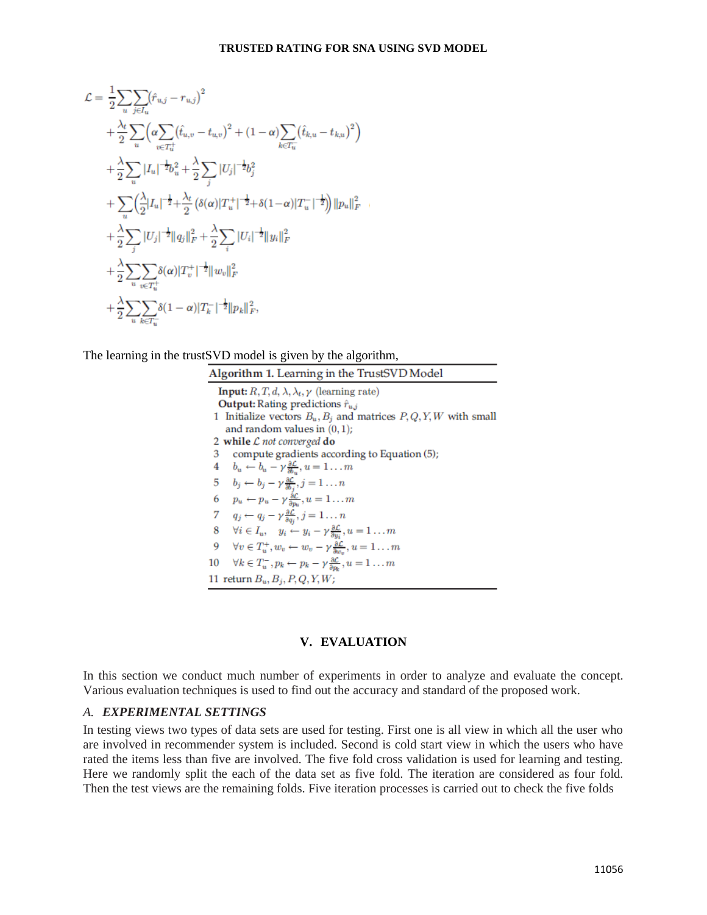$$
\begin{aligned}
\mathcal{L} = & \frac{1}{2}\sum_{u}\sum_{j\in I_u}\left(\hat{r}_{u,j} - r_{u,j}\right)^2 \\
& + \frac{\lambda_t}{2}\sum_{u}\Big(\alpha\sum_{v\in T_u^+}\left(\hat{t}_{u,v} - t_{u,v}\right)^2 + (1-\alpha)\sum_{k\in T_u^-}\left(\hat{t}_{k,u} - t_{k,u}\right)^2\Big) \\
& + \frac{\lambda}{2}\sum_{u}|I_u|^{-\frac{1}{2}}b_u^2 + \frac{\lambda}{2}\sum_{j}|U_j|^{-\frac{1}{2}}b_j^2 \\
& + \sum_{u}\Big(\frac{\lambda}{2}|I_u|^{-\frac{1}{2}} + \frac{\lambda_t}{2}\left(\delta(\alpha)|T_u^+|^{-\frac{1}{2}} + \delta(1-\alpha)|T_u^-|^{-\frac{1}{2}}\right)\Big)\|p_u\|_F^2 \\
& + \frac{\lambda}{2}\sum_{j}|U_j|^{-\frac{1}{2}}\|q_j\|_F^2 + \frac{\lambda}{2}\sum_{i}|U_i|^{-\frac{1}{2}}\|y_i\|_F^2 \\
& + \frac{\lambda}{2}\sum_{u}\sum_{v\in T_u^+}\delta(\alpha)|T_v^+|^{-\frac{1}{2}}\|w_v\|_F^2 \\
& + \frac{\lambda}{2}\sum_{u}\sum_{k\in T_u^-}\delta(1-\alpha)|T_k^-|^{-\frac{1}{2}}\|p_k\|_F^2,
\end{aligned}
$$

The learning in the trustSVD model is given by the algorithm,

**Algorithm 1.** Learning in the TrustSVD Model

**Input:** $R, T, d, \lambda, \lambda_t, \gamma$ (learning rate)
**Output:** Rating predictions $\hat{r}_{u,j}$

1. Initialize vectors $B_u, B_j$ and matrices $P, Q, Y, W$ with small and random values in $(0, 1)$;
2. **while** $\mathcal{L}$ *not converged* **do**
3. compute gradients according to Equation (5);
4. $b_u \leftarrow b_u - \gamma\frac{\partial \mathcal{L}}{\partial b_u}, u = 1 \ldots m$
5. $b_j \leftarrow b_j - \gamma\frac{\partial \mathcal{L}}{\partial b_j}, j = 1 \ldots n$
6. $p_u \leftarrow p_u - \gamma\frac{\partial \mathcal{L}}{\partial p_u}, u = 1 \ldots m$
7. $q_j \leftarrow q_j - \gamma\frac{\partial \mathcal{L}}{\partial q_j}, j = 1 \ldots n$
8. $\forall i \in I_u, \quad y_i \leftarrow y_i - \gamma\frac{\partial \mathcal{L}}{\partial y_i}, u = 1 \ldots m$
9. $\forall v \in T_u^+, w_v \leftarrow w_v - \gamma\frac{\partial \mathcal{L}}{\partial w_v}, u = 1 \ldots m$
10. $\forall k \in T_u^-, p_k \leftarrow p_k - \gamma\frac{\partial \mathcal{L}}{\partial p_k}, u = 1 \ldots m$
11. return $B_u, B_j, P, Q, Y, W$;

## V. EVALUATION

In this section we conduct much number of experiments in order to analyze and evaluate the concept. Various evaluation techniques is used to find out the accuracy and standard of the proposed work.

### *A. EXPERIMENTAL SETTINGS*

In testing views two types of data sets are used for testing. First one is all view in which all the user who are involved in recommender system is included. Second is cold start view in which the users who have rated the items less than five are involved. The five fold cross validation is used for learning and testing. Here we randomly split the each of the data set as five fold. The iteration are considered as four fold. Then the test views are the remaining folds. Five iteration processes is carried out to check the five folds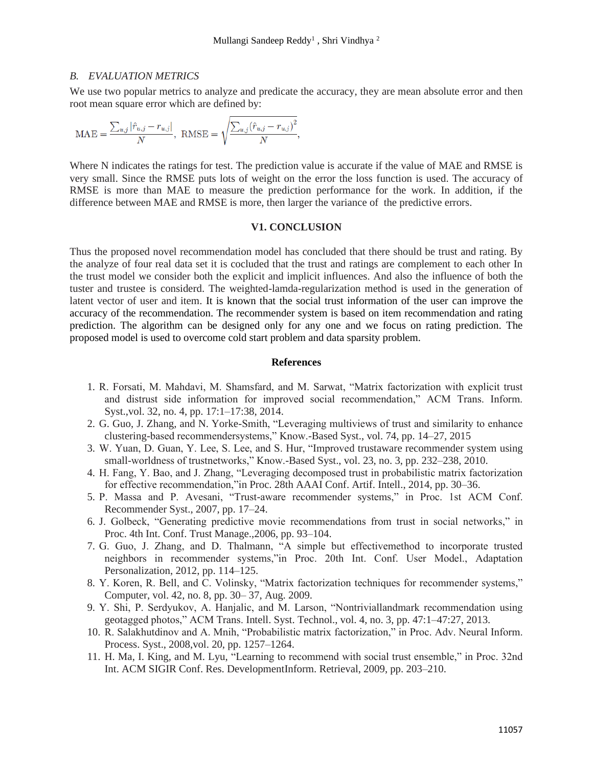### B. EVALUATION METRICS

We use two popular metrics to analyze and predicate the accuracy, they are mean absolute error and then root mean square error which are defined by:

$$\text{MAE} = \frac{\sum_{u,j} |\hat{r}_{u,j} - r_{u,j}|}{N}, \ \text{RMSE} = \sqrt{\frac{\sum_{u,j} (\hat{r}_{u,j} - r_{u,j})^2}{N}},$$

Where N indicates the ratings for test. The prediction value is accurate if the value of MAE and RMSE is very small. Since the RMSE puts lots of weight on the error the loss function is used. The accuracy of RMSE is more than MAE to measure the prediction performance for the work. In addition, if the difference between MAE and RMSE is more, then larger the variance of the predictive errors.

## V1. CONCLUSION

Thus the proposed novel recommendation model has concluded that there should be trust and rating. By the analyze of four real data set it is cocluded that the trust and ratings are complement to each other In the trust model we consider both the explicit and implicit influences. And also the influence of both the tuster and trustee is considerd. The weighted-lamda-regularization method is used in the generation of latent vector of user and item. It is known that the social trust information of the user can improve the accuracy of the recommendation. The recommender system is based on item recommendation and rating prediction. The algorithm can be designed only for any one and we focus on rating prediction. The proposed model is used to overcome cold start problem and data sparsity problem.

## References

1. R. Forsati, M. Mahdavi, M. Shamsfard, and M. Sarwat, "Matrix factorization with explicit trust and distrust side information for improved social recommendation," ACM Trans. Inform. Syst.,vol. 32, no. 4, pp. 17:1–17:38, 2014.
2. G. Guo, J. Zhang, and N. Yorke-Smith, "Leveraging multiviews of trust and similarity to enhance clustering-based recommendersystems," Know.-Based Syst., vol. 74, pp. 14–27, 2015
3. W. Yuan, D. Guan, Y. Lee, S. Lee, and S. Hur, "Improved trustaware recommender system using small-worldness of trustnetworks," Know.-Based Syst., vol. 23, no. 3, pp. 232–238, 2010.
4. H. Fang, Y. Bao, and J. Zhang, "Leveraging decomposed trust in probabilistic matrix factorization for effective recommendation,"in Proc. 28th AAAI Conf. Artif. Intell., 2014, pp. 30–36.
5. P. Massa and P. Avesani, "Trust-aware recommender systems," in Proc. 1st ACM Conf. Recommender Syst., 2007, pp. 17–24.
6. J. Golbeck, "Generating predictive movie recommendations from trust in social networks," in Proc. 4th Int. Conf. Trust Manage.,2006, pp. 93–104.
7. G. Guo, J. Zhang, and D. Thalmann, "A simple but effectivemethod to incorporate trusted neighbors in recommender systems,"in Proc. 20th Int. Conf. User Model., Adaptation Personalization, 2012, pp. 114–125.
8. Y. Koren, R. Bell, and C. Volinsky, "Matrix factorization techniques for recommender systems," Computer, vol. 42, no. 8, pp. 30– 37, Aug. 2009.
9. Y. Shi, P. Serdyukov, A. Hanjalic, and M. Larson, "Nontriviallandmark recommendation using geotagged photos," ACM Trans. Intell. Syst. Technol., vol. 4, no. 3, pp. 47:1–47:27, 2013.
10. R. Salakhutdinov and A. Mnih, "Probabilistic matrix factorization," in Proc. Adv. Neural Inform. Process. Syst., 2008,vol. 20, pp. 1257–1264.
11. H. Ma, I. King, and M. Lyu, "Learning to recommend with social trust ensemble," in Proc. 32nd Int. ACM SIGIR Conf. Res. DevelopmentInform. Retrieval, 2009, pp. 203–210.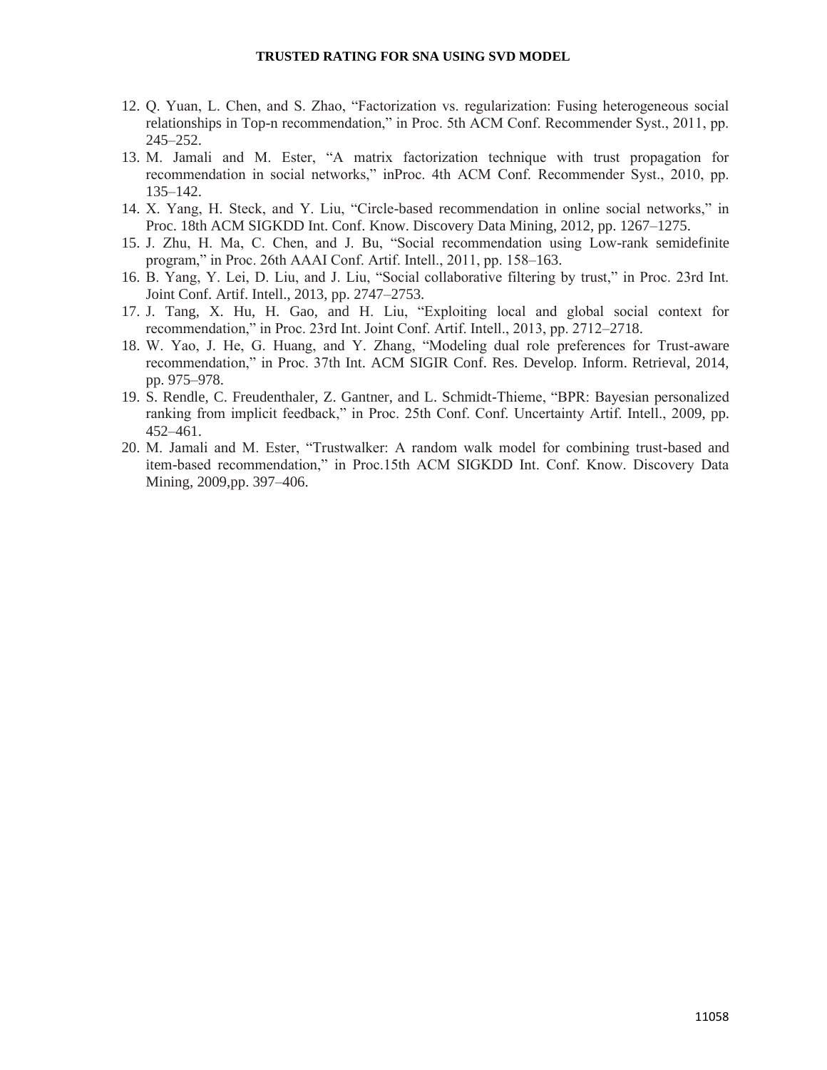12. Q. Yuan, L. Chen, and S. Zhao, "Factorization vs. regularization: Fusing heterogeneous social relationships in Top-n recommendation," in Proc. 5th ACM Conf. Recommender Syst., 2011, pp. 245–252.
13. M. Jamali and M. Ester, "A matrix factorization technique with trust propagation for recommendation in social networks," inProc. 4th ACM Conf. Recommender Syst., 2010, pp. 135–142.
14. X. Yang, H. Steck, and Y. Liu, "Circle-based recommendation in online social networks," in Proc. 18th ACM SIGKDD Int. Conf. Know. Discovery Data Mining, 2012, pp. 1267–1275.
15. J. Zhu, H. Ma, C. Chen, and J. Bu, "Social recommendation using Low-rank semidefinite program," in Proc. 26th AAAI Conf. Artif. Intell., 2011, pp. 158–163.
16. B. Yang, Y. Lei, D. Liu, and J. Liu, "Social collaborative filtering by trust," in Proc. 23rd Int. Joint Conf. Artif. Intell., 2013, pp. 2747–2753.
17. J. Tang, X. Hu, H. Gao, and H. Liu, "Exploiting local and global social context for recommendation," in Proc. 23rd Int. Joint Conf. Artif. Intell., 2013, pp. 2712–2718.
18. W. Yao, J. He, G. Huang, and Y. Zhang, "Modeling dual role preferences for Trust-aware recommendation," in Proc. 37th Int. ACM SIGIR Conf. Res. Develop. Inform. Retrieval, 2014, pp. 975–978.
19. S. Rendle, C. Freudenthaler, Z. Gantner, and L. Schmidt-Thieme, "BPR: Bayesian personalized ranking from implicit feedback," in Proc. 25th Conf. Conf. Uncertainty Artif. Intell., 2009, pp. 452–461.
20. M. Jamali and M. Ester, "Trustwalker: A random walk model for combining trust-based and item-based recommendation," in Proc.15th ACM SIGKDD Int. Conf. Know. Discovery Data Mining, 2009,pp. 397–406.